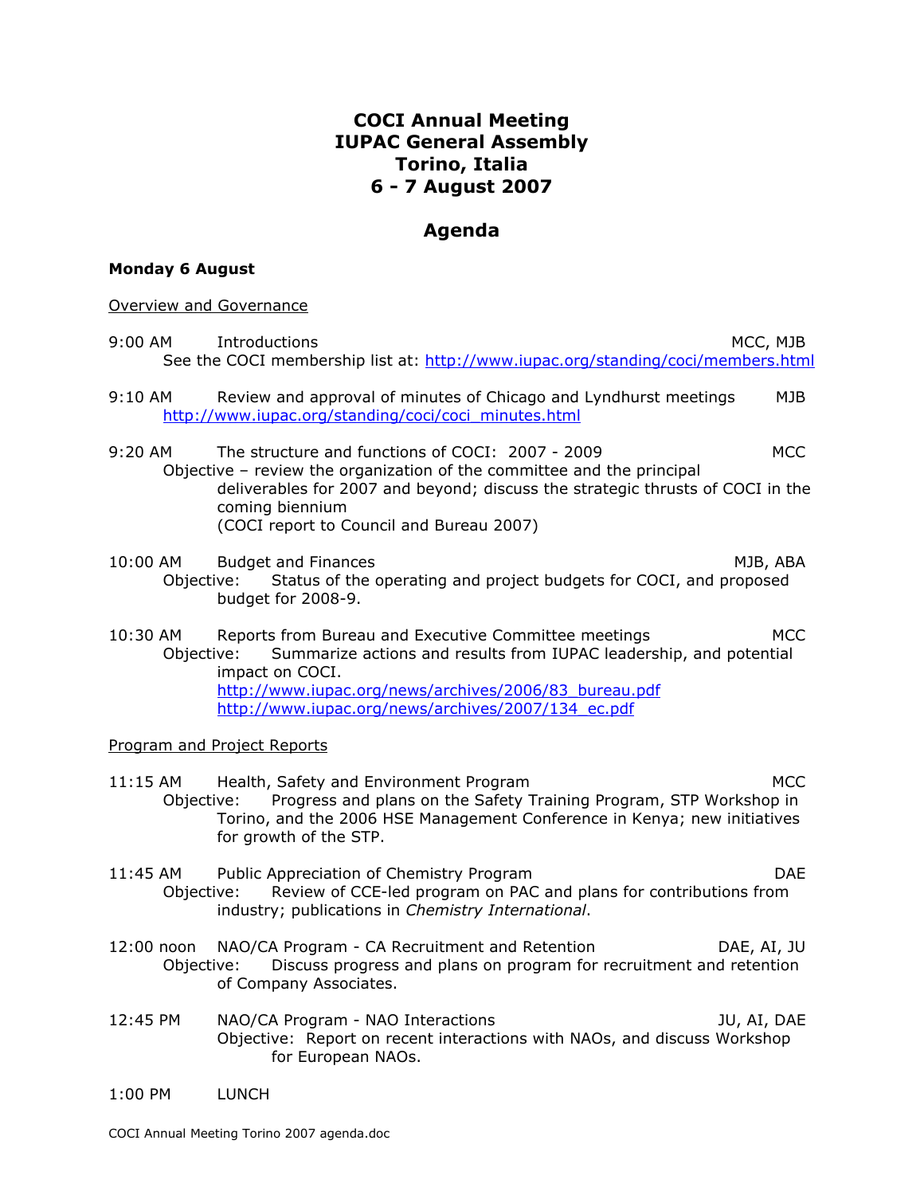# COCI Annual Meeting
# IUPAC General Assembly
# Torino, Italia
# 6 - 7 August 2007

## Agenda

**Monday 6 August**

<u>Overview and Governance</u>

9:00 AM Introductions — MCC, MJB
See the COCI membership list at: http://www.iupac.org/standing/coci/members.html

9:10 AM Review and approval of minutes of Chicago and Lyndhurst meetings — MJB
http://www.iupac.org/standing/coci/coci_minutes.html

9:20 AM The structure and functions of COCI: 2007 - 2009 — MCC
Objective – review the organization of the committee and the principal deliverables for 2007 and beyond; discuss the strategic thrusts of COCI in the coming biennium
(COCI report to Council and Bureau 2007)

10:00 AM Budget and Finances — MJB, ABA
Objective: Status of the operating and project budgets for COCI, and proposed budget for 2008-9.

10:30 AM Reports from Bureau and Executive Committee meetings — MCC
Objective: Summarize actions and results from IUPAC leadership, and potential impact on COCI.
http://www.iupac.org/news/archives/2006/83_bureau.pdf
http://www.iupac.org/news/archives/2007/134_ec.pdf

<u>Program and Project Reports</u>

11:15 AM Health, Safety and Environment Program — MCC
Objective: Progress and plans on the Safety Training Program, STP Workshop in Torino, and the 2006 HSE Management Conference in Kenya; new initiatives for growth of the STP.

11:45 AM Public Appreciation of Chemistry Program — DAE
Objective: Review of CCE-led program on PAC and plans for contributions from industry; publications in *Chemistry International*.

12:00 noon NAO/CA Program - CA Recruitment and Retention — DAE, AI, JU
Objective: Discuss progress and plans on program for recruitment and retention of Company Associates.

12:45 PM NAO/CA Program - NAO Interactions — JU, AI, DAE
Objective: Report on recent interactions with NAOs, and discuss Workshop for European NAOs.

1:00 PM LUNCH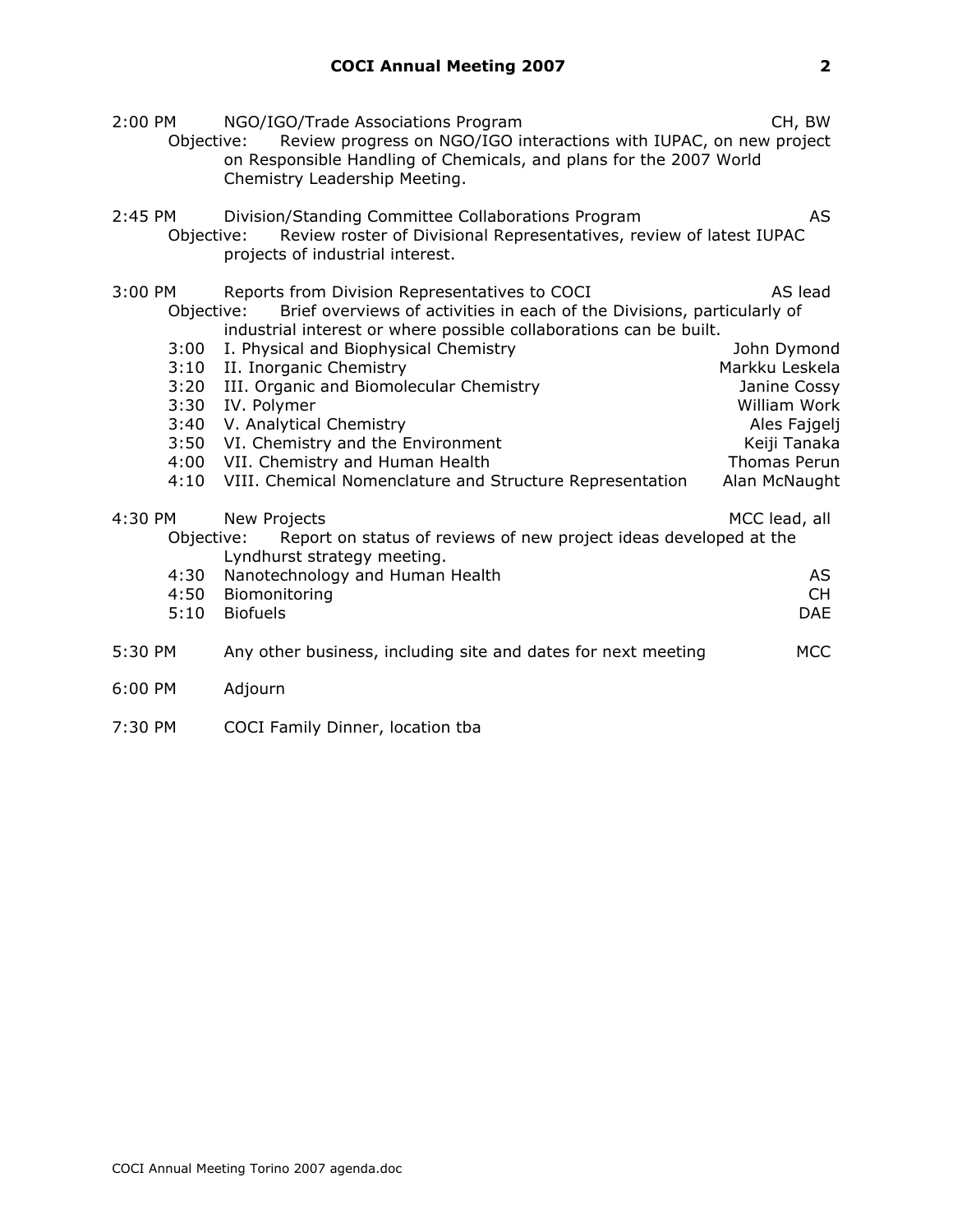2:00 PM NGO/IGO/Trade Associations Program — CH, BW

Objective: Review progress on NGO/IGO interactions with IUPAC, on new project on Responsible Handling of Chemicals, and plans for the 2007 World Chemistry Leadership Meeting.

2:45 PM Division/Standing Committee Collaborations Program — AS

Objective: Review roster of Divisional Representatives, review of latest IUPAC projects of industrial interest.

3:00 PM Reports from Division Representatives to COCI — AS lead

Objective: Brief overviews of activities in each of the Divisions, particularly of industrial interest or where possible collaborations can be built.

| | | |
|---|---|---|
| 3:00 | I. Physical and Biophysical Chemistry | John Dymond |
| 3:10 | II. Inorganic Chemistry | Markku Leskela |
| 3:20 | III. Organic and Biomolecular Chemistry | Janine Cossy |
| 3:30 | IV. Polymer | William Work |
| 3:40 | V. Analytical Chemistry | Ales Fajgelj |
| 3:50 | VI. Chemistry and the Environment | Keiji Tanaka |
| 4:00 | VII. Chemistry and Human Health | Thomas Perun |
| 4:10 | VIII. Chemical Nomenclature and Structure Representation | Alan McNaught |

4:30 PM New Projects — MCC lead, all

Objective: Report on status of reviews of new project ideas developed at the Lyndhurst strategy meeting.

| | | |
|---|---|---|
| 4:30 | Nanotechnology and Human Health | AS |
| 4:50 | Biomonitoring | CH |
| 5:10 | Biofuels | DAE |

5:30 PM Any other business, including site and dates for next meeting — MCC

6:00 PM Adjourn

7:30 PM COCI Family Dinner, location tba